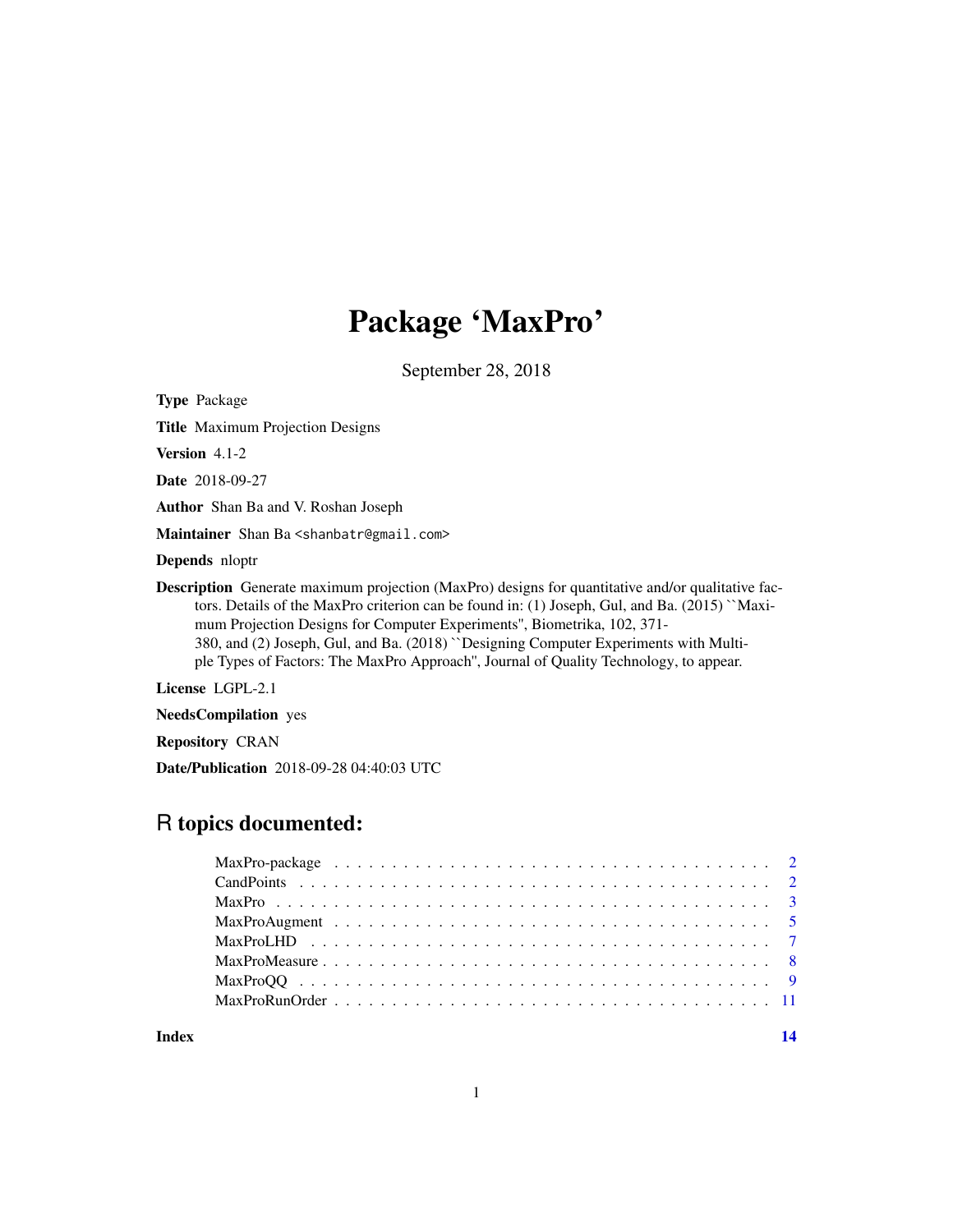# Package 'MaxPro'

September 28, 2018

**Type** Package

**Title** Maximum Projection Designs

**Version** 4.1-2

**Date** 2018-09-27

**Author** Shan Ba and V. Roshan Joseph

**Maintainer** Shan Ba <shanbatr@gmail.com>

**Depends** nloptr

**Description** Generate maximum projection (MaxPro) designs for quantitative and/or qualitative factors. Details of the MaxPro criterion can be found in: (1) Joseph, Gul, and Ba. (2015) ``Maximum Projection Designs for Computer Experiments'', Biometrika, 102, 371-380, and (2) Joseph, Gul, and Ba. (2018) ``Designing Computer Experiments with Multiple Types of Factors: The MaxPro Approach'', Journal of Quality Technology, to appear.

**License** LGPL-2.1

**NeedsCompilation** yes

**Repository** CRAN

**Date/Publication** 2018-09-28 04:40:03 UTC

## R topics documented:

| | |
|---|---|
| MaxPro-package | 2 |
| CandPoints | 2 |
| MaxPro | 3 |
| MaxProAugment | 5 |
| MaxProLHD | 7 |
| MaxProMeasure | 8 |
| MaxProQQ | 9 |
| MaxProRunOrder | 11 |
| **Index** | **14** |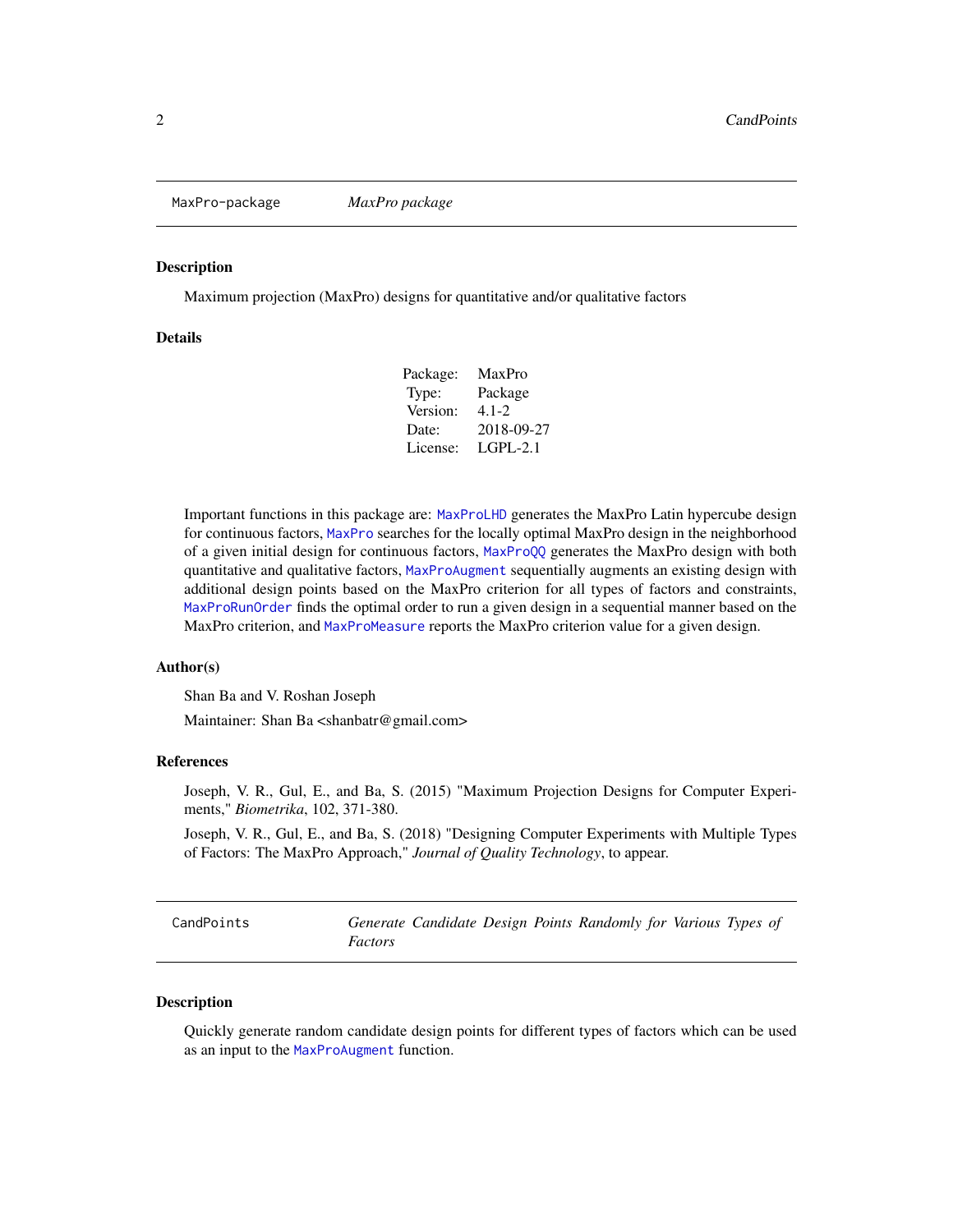## MaxPro-package *MaxPro package*

### Description

Maximum projection (MaxPro) designs for quantitative and/or qualitative factors

### Details

| | |
|---|---|
| Package: | MaxPro |
| Type: | Package |
| Version: | 4.1-2 |
| Date: | 2018-09-27 |
| License: | LGPL-2.1 |

Important functions in this package are: `MaxProLHD` generates the MaxPro Latin hypercube design for continuous factors, `MaxPro` searches for the locally optimal MaxPro design in the neighborhood of a given initial design for continuous factors, `MaxProQQ` generates the MaxPro design with both quantitative and qualitative factors, `MaxProAugment` sequentially augments an existing design with additional design points based on the MaxPro criterion for all types of factors and constraints, `MaxProRunOrder` finds the optimal order to run a given design in a sequential manner based on the MaxPro criterion, and `MaxProMeasure` reports the MaxPro criterion value for a given design.

### Author(s)

Shan Ba and V. Roshan Joseph

Maintainer: Shan Ba <shanbatr@gmail.com>

### References

Joseph, V. R., Gul, E., and Ba, S. (2015) "Maximum Projection Designs for Computer Experiments," *Biometrika*, 102, 371-380.

Joseph, V. R., Gul, E., and Ba, S. (2018) "Designing Computer Experiments with Multiple Types of Factors: The MaxPro Approach," *Journal of Quality Technology*, to appear.

## CandPoints *Generate Candidate Design Points Randomly for Various Types of Factors*

### Description

Quickly generate random candidate design points for different types of factors which can be used as an input to the `MaxProAugment` function.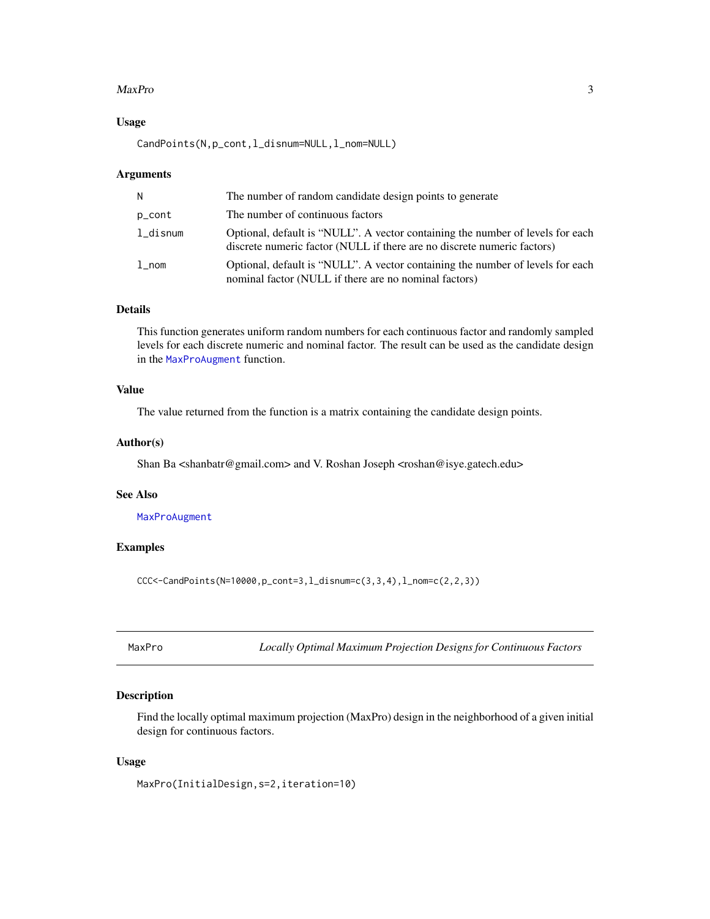### Usage

```
CandPoints(N,p_cont,l_disnum=NULL,l_nom=NULL)
```

### Arguments

| | |
|---|---|
| N | The number of random candidate design points to generate |
| p_cont | The number of continuous factors |
| l_disnum | Optional, default is "NULL". A vector containing the number of levels for each discrete numeric factor (NULL if there are no discrete numeric factors) |
| l_nom | Optional, default is "NULL". A vector containing the number of levels for each nominal factor (NULL if there are no nominal factors) |

### Details

This function generates uniform random numbers for each continuous factor and randomly sampled levels for each discrete numeric and nominal factor. The result can be used as the candidate design in the MaxProAugment function.

### Value

The value returned from the function is a matrix containing the candidate design points.

### Author(s)

Shan Ba <shanbatr@gmail.com> and V. Roshan Joseph <roshan@isye.gatech.edu>

### See Also

MaxProAugment

### Examples

```
CCC<-CandPoints(N=10000,p_cont=3,l_disnum=c(3,3,4),l_nom=c(2,2,3))
```

---

## MaxProLocally Optimal Maximum Projection Designs for Continuous Factors

### Description

Find the locally optimal maximum projection (MaxPro) design in the neighborhood of a given initial design for continuous factors.

### Usage

```
MaxPro(InitialDesign,s=2,iteration=10)
```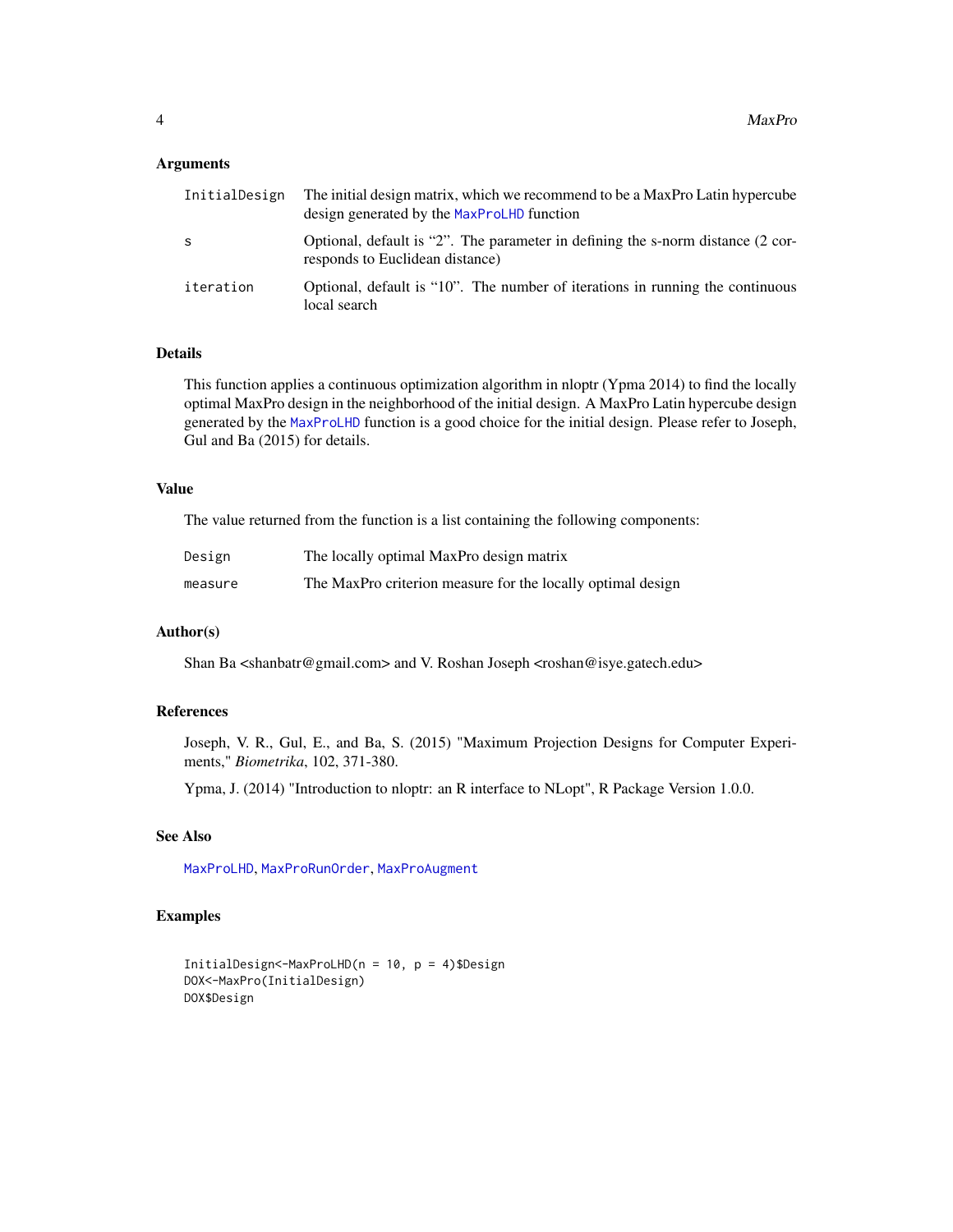## Arguments

| | |
|---|---|
| InitialDesign | The initial design matrix, which we recommend to be a MaxPro Latin hypercube design generated by the MaxProLHD function |
| s | Optional, default is "2". The parameter in defining the s-norm distance (2 corresponds to Euclidean distance) |
| iteration | Optional, default is "10". The number of iterations in running the continuous local search |

## Details

This function applies a continuous optimization algorithm in nloptr (Ypma 2014) to find the locally optimal MaxPro design in the neighborhood of the initial design. A MaxPro Latin hypercube design generated by the MaxProLHD function is a good choice for the initial design. Please refer to Joseph, Gul and Ba (2015) for details.

## Value

The value returned from the function is a list containing the following components:

| | |
|---|---|
| Design | The locally optimal MaxPro design matrix |
| measure | The MaxPro criterion measure for the locally optimal design |

## Author(s)

Shan Ba <shanbatr@gmail.com> and V. Roshan Joseph <roshan@isye.gatech.edu>

## References

Joseph, V. R., Gul, E., and Ba, S. (2015) "Maximum Projection Designs for Computer Experiments," *Biometrika*, 102, 371-380.

Ypma, J. (2014) "Introduction to nloptr: an R interface to NLopt", R Package Version 1.0.0.

## See Also

MaxProLHD, MaxProRunOrder, MaxProAugment

## Examples

```
InitialDesign<-MaxProLHD(n = 10, p = 4)$Design
DOX<-MaxPro(InitialDesign)
DOX$Design
```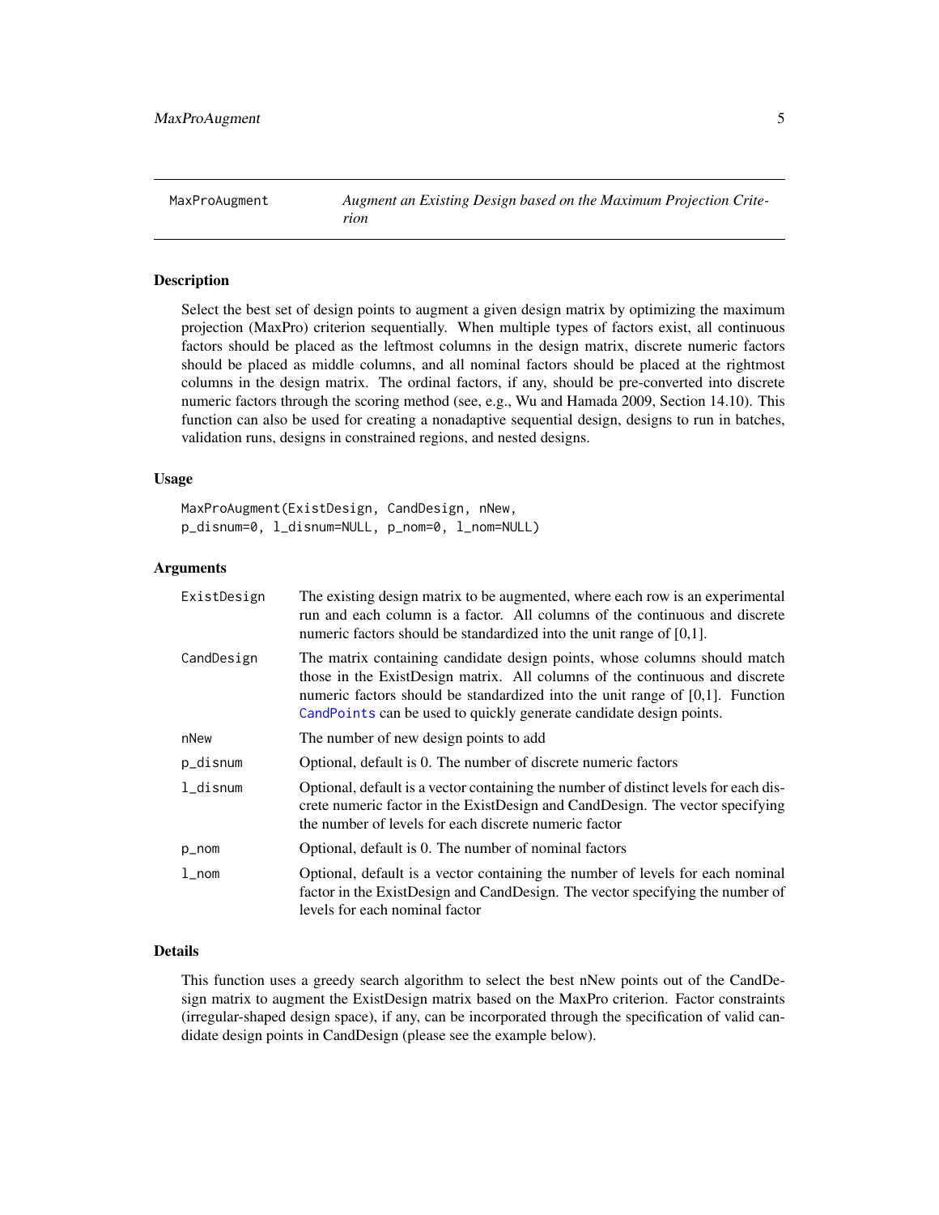MaxProAugment — *Augment an Existing Design based on the Maximum Projection Criterion*

## Description

Select the best set of design points to augment a given design matrix by optimizing the maximum projection (MaxPro) criterion sequentially. When multiple types of factors exist, all continuous factors should be placed as the leftmost columns in the design matrix, discrete numeric factors should be placed as middle columns, and all nominal factors should be placed at the rightmost columns in the design matrix. The ordinal factors, if any, should be pre-converted into discrete numeric factors through the scoring method (see, e.g., Wu and Hamada 2009, Section 14.10). This function can also be used for creating a nonadaptive sequential design, designs to run in batches, validation runs, designs in constrained regions, and nested designs.

## Usage

```
MaxProAugment(ExistDesign, CandDesign, nNew,
p_disnum=0, l_disnum=NULL, p_nom=0, l_nom=NULL)
```

## Arguments

| Argument | Description |
|---|---|
| `ExistDesign` | The existing design matrix to be augmented, where each row is an experimental run and each column is a factor. All columns of the continuous and discrete numeric factors should be standardized into the unit range of [0,1]. |
| `CandDesign` | The matrix containing candidate design points, whose columns should match those in the ExistDesign matrix. All columns of the continuous and discrete numeric factors should be standardized into the unit range of [0,1]. Function `CandPoints` can be used to quickly generate candidate design points. |
| `nNew` | The number of new design points to add |
| `p_disnum` | Optional, default is 0. The number of discrete numeric factors |
| `l_disnum` | Optional, default is a vector containing the number of distinct levels for each discrete numeric factor in the ExistDesign and CandDesign. The vector specifying the number of levels for each discrete numeric factor |
| `p_nom` | Optional, default is 0. The number of nominal factors |
| `l_nom` | Optional, default is a vector containing the number of levels for each nominal factor in the ExistDesign and CandDesign. The vector specifying the number of levels for each nominal factor |

## Details

This function uses a greedy search algorithm to select the best nNew points out of the CandDesign matrix to augment the ExistDesign matrix based on the MaxPro criterion. Factor constraints (irregular-shaped design space), if any, can be incorporated through the specification of valid candidate design points in CandDesign (please see the example below).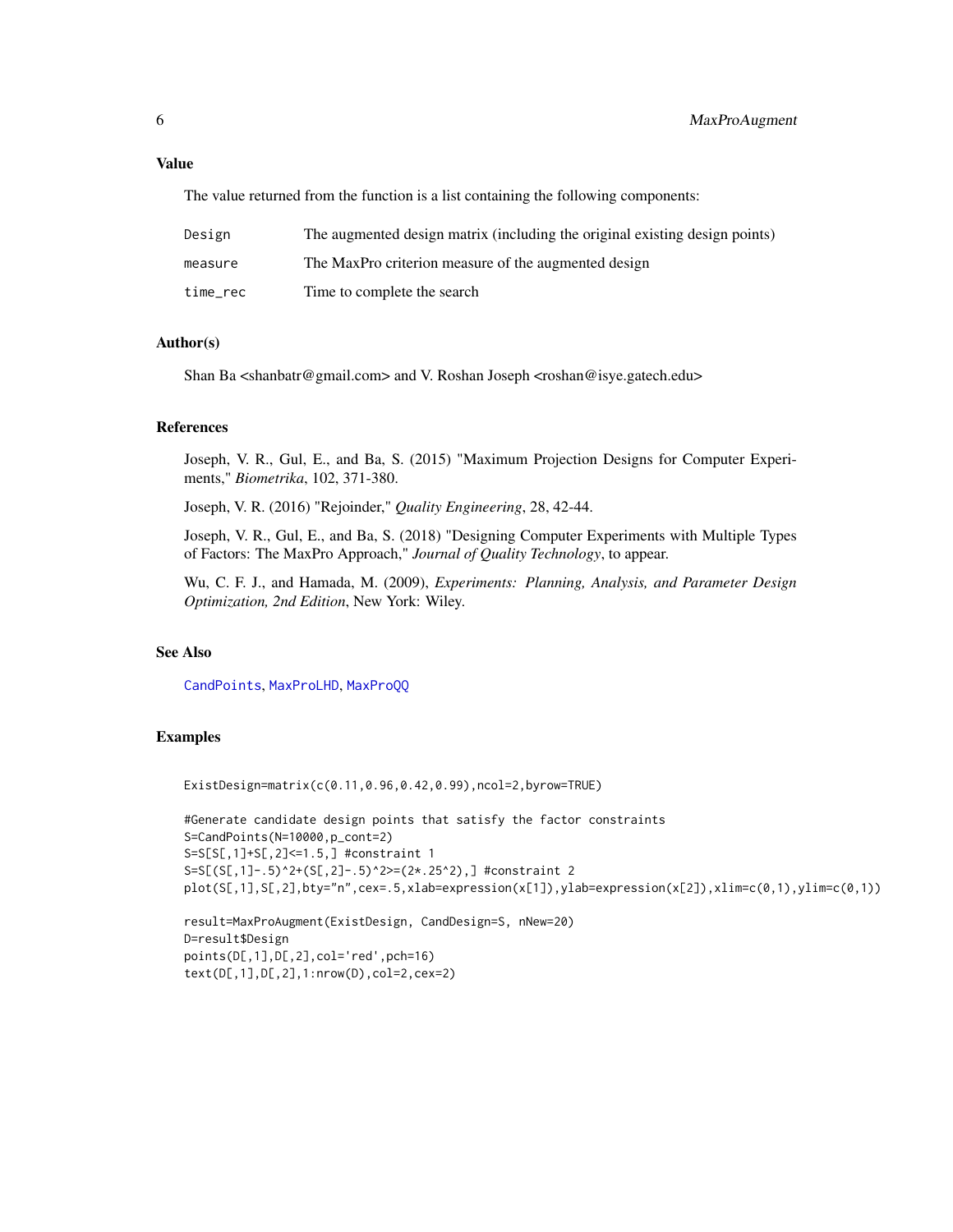## Value

The value returned from the function is a list containing the following components:

| | |
|---|---|
| Design | The augmented design matrix (including the original existing design points) |
| measure | The MaxPro criterion measure of the augmented design |
| time_rec | Time to complete the search |

## Author(s)

Shan Ba <shanbatr@gmail.com> and V. Roshan Joseph <roshan@isye.gatech.edu>

## References

Joseph, V. R., Gul, E., and Ba, S. (2015) "Maximum Projection Designs for Computer Experiments," *Biometrika*, 102, 371-380.

Joseph, V. R. (2016) "Rejoinder," *Quality Engineering*, 28, 42-44.

Joseph, V. R., Gul, E., and Ba, S. (2018) "Designing Computer Experiments with Multiple Types of Factors: The MaxPro Approach," *Journal of Quality Technology*, to appear.

Wu, C. F. J., and Hamada, M. (2009), *Experiments: Planning, Analysis, and Parameter Design Optimization, 2nd Edition*, New York: Wiley.

## See Also

CandPoints, MaxProLHD, MaxProQQ

## Examples

```
ExistDesign=matrix(c(0.11,0.96,0.42,0.99),ncol=2,byrow=TRUE)

#Generate candidate design points that satisfy the factor constraints
S=CandPoints(N=10000,p_cont=2)
S=S[S[,1]+S[,2]<=1.5,] #constraint 1
S=S[(S[,1]-.5)^2+(S[,2]-.5)^2>=(2*.25^2),] #constraint 2
plot(S[,1],S[,2],bty="n",cex=.5,xlab=expression(x[1]),ylab=expression(x[2]),xlim=c(0,1),ylim=c(0,1))

result=MaxProAugment(ExistDesign, CandDesign=S, nNew=20)
D=result$Design
points(D[,1],D[,2],col='red',pch=16)
text(D[,1],D[,2],1:nrow(D),col=2,cex=2)
```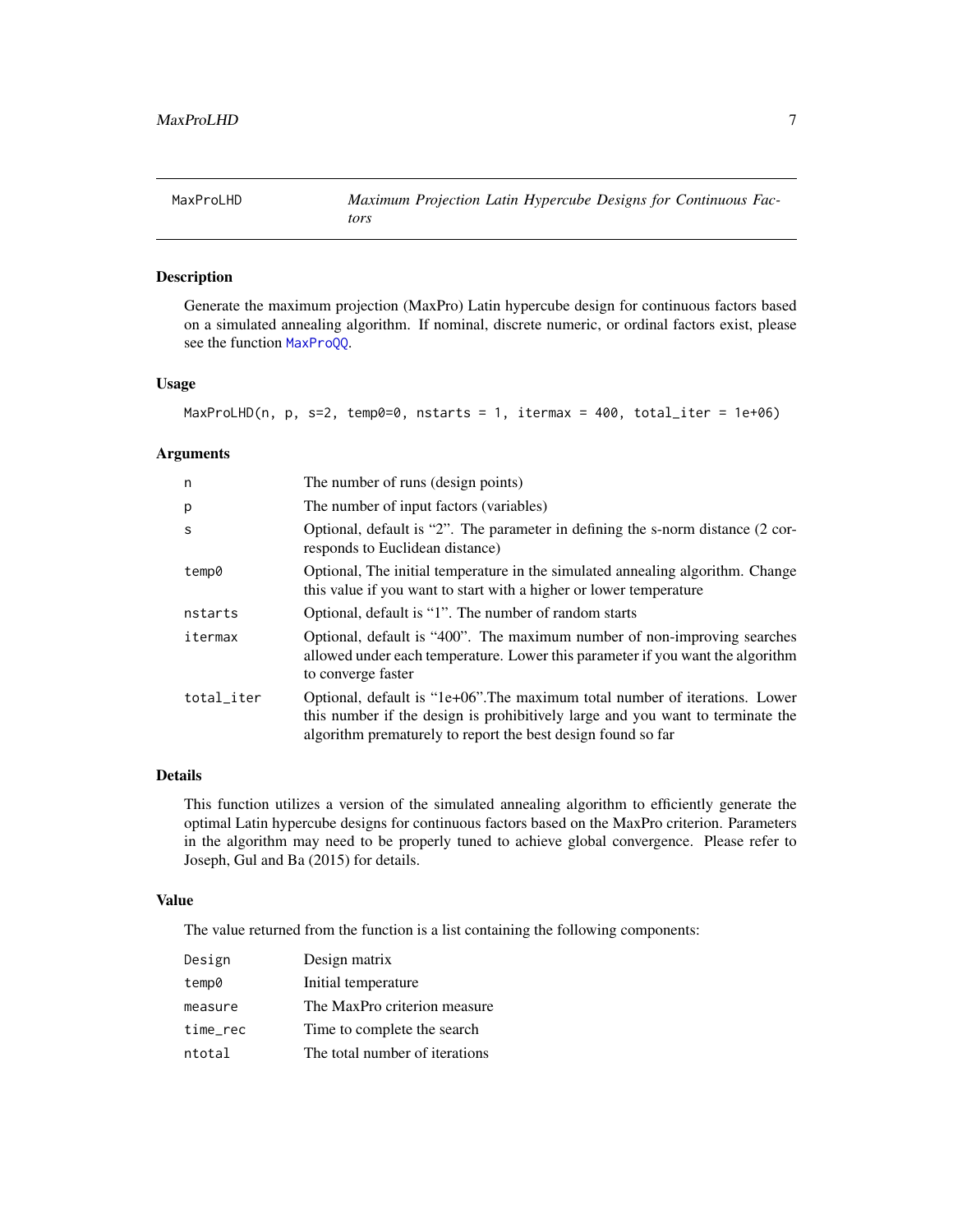# MaxProLHD — *Maximum Projection Latin Hypercube Designs for Continuous Factors*

## Description

Generate the maximum projection (MaxPro) Latin hypercube design for continuous factors based on a simulated annealing algorithm. If nominal, discrete numeric, or ordinal factors exist, please see the function MaxProQQ.

## Usage

```
MaxProLHD(n, p, s=2, temp0=0, nstarts = 1, itermax = 400, total_iter = 1e+06)
```

## Arguments

| | |
|---|---|
| n | The number of runs (design points) |
| p | The number of input factors (variables) |
| s | Optional, default is "2". The parameter in defining the s-norm distance (2 corresponds to Euclidean distance) |
| temp0 | Optional, The initial temperature in the simulated annealing algorithm. Change this value if you want to start with a higher or lower temperature |
| nstarts | Optional, default is "1". The number of random starts |
| itermax | Optional, default is "400". The maximum number of non-improving searches allowed under each temperature. Lower this parameter if you want the algorithm to converge faster |
| total_iter | Optional, default is "1e+06".The maximum total number of iterations. Lower this number if the design is prohibitively large and you want to terminate the algorithm prematurely to report the best design found so far |

## Details

This function utilizes a version of the simulated annealing algorithm to efficiently generate the optimal Latin hypercube designs for continuous factors based on the MaxPro criterion. Parameters in the algorithm may need to be properly tuned to achieve global convergence. Please refer to Joseph, Gul and Ba (2015) for details.

## Value

The value returned from the function is a list containing the following components:

| | |
|---|---|
| Design | Design matrix |
| temp0 | Initial temperature |
| measure | The MaxPro criterion measure |
| time_rec | Time to complete the search |
| ntotal | The total number of iterations |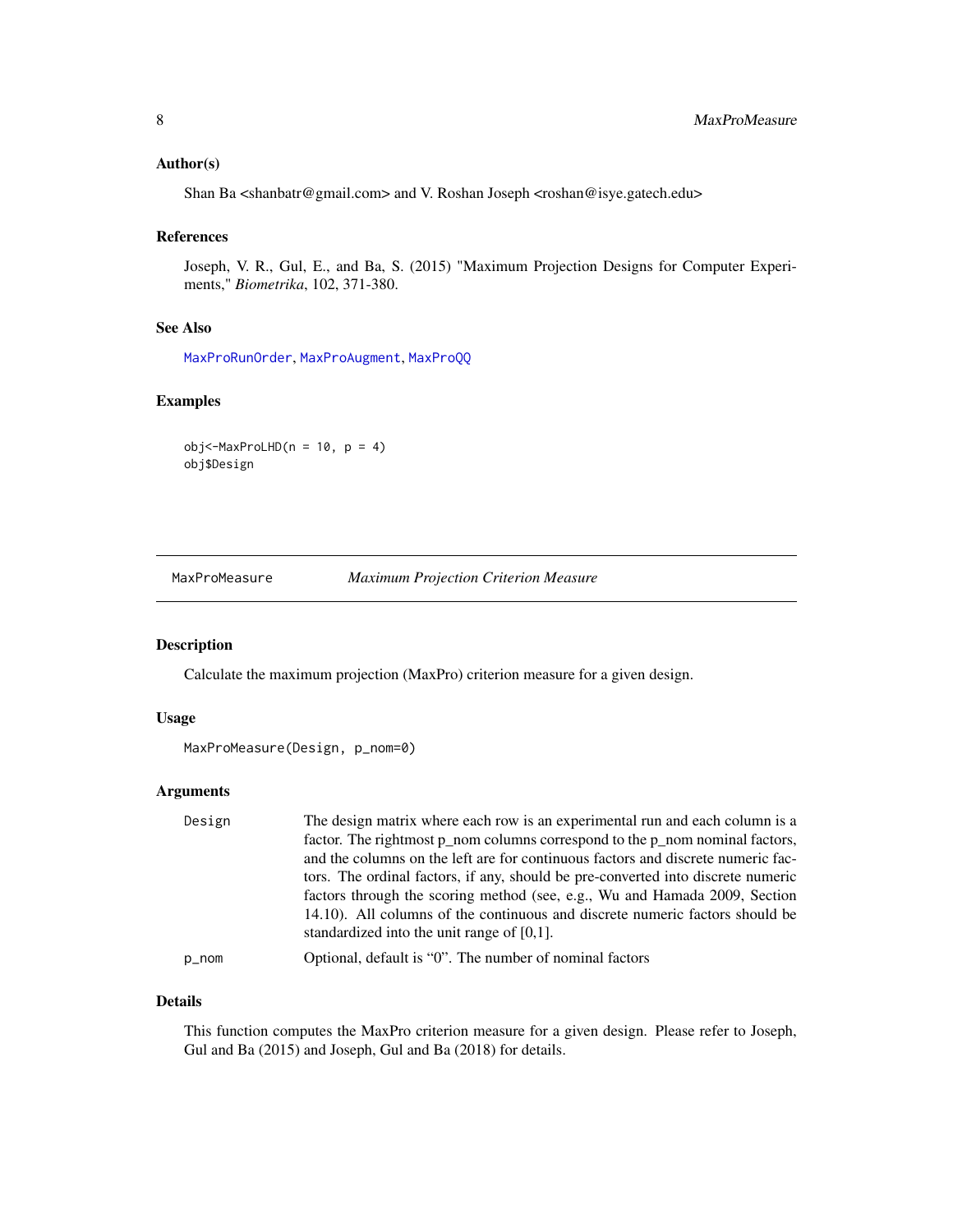### Author(s)

Shan Ba <shanbatr@gmail.com> and V. Roshan Joseph <roshan@isye.gatech.edu>

### References

Joseph, V. R., Gul, E., and Ba, S. (2015) "Maximum Projection Designs for Computer Experiments," *Biometrika*, 102, 371-380.

### See Also

MaxProRunOrder, MaxProAugment, MaxProQQ

### Examples

```
obj<-MaxProLHD(n = 10, p = 4)
obj$Design
```

---

## MaxProMeasure — *Maximum Projection Criterion Measure*

### Description

Calculate the maximum projection (MaxPro) criterion measure for a given design.

### Usage

```
MaxProMeasure(Design, p_nom=0)
```

### Arguments

| | |
|---|---|
| Design | The design matrix where each row is an experimental run and each column is a factor. The rightmost p_nom columns correspond to the p_nom nominal factors, and the columns on the left are for continuous factors and discrete numeric factors. The ordinal factors, if any, should be pre-converted into discrete numeric factors through the scoring method (see, e.g., Wu and Hamada 2009, Section 14.10). All columns of the continuous and discrete numeric factors should be standardized into the unit range of [0,1]. |
| p_nom | Optional, default is "0". The number of nominal factors |

### Details

This function computes the MaxPro criterion measure for a given design. Please refer to Joseph, Gul and Ba (2015) and Joseph, Gul and Ba (2018) for details.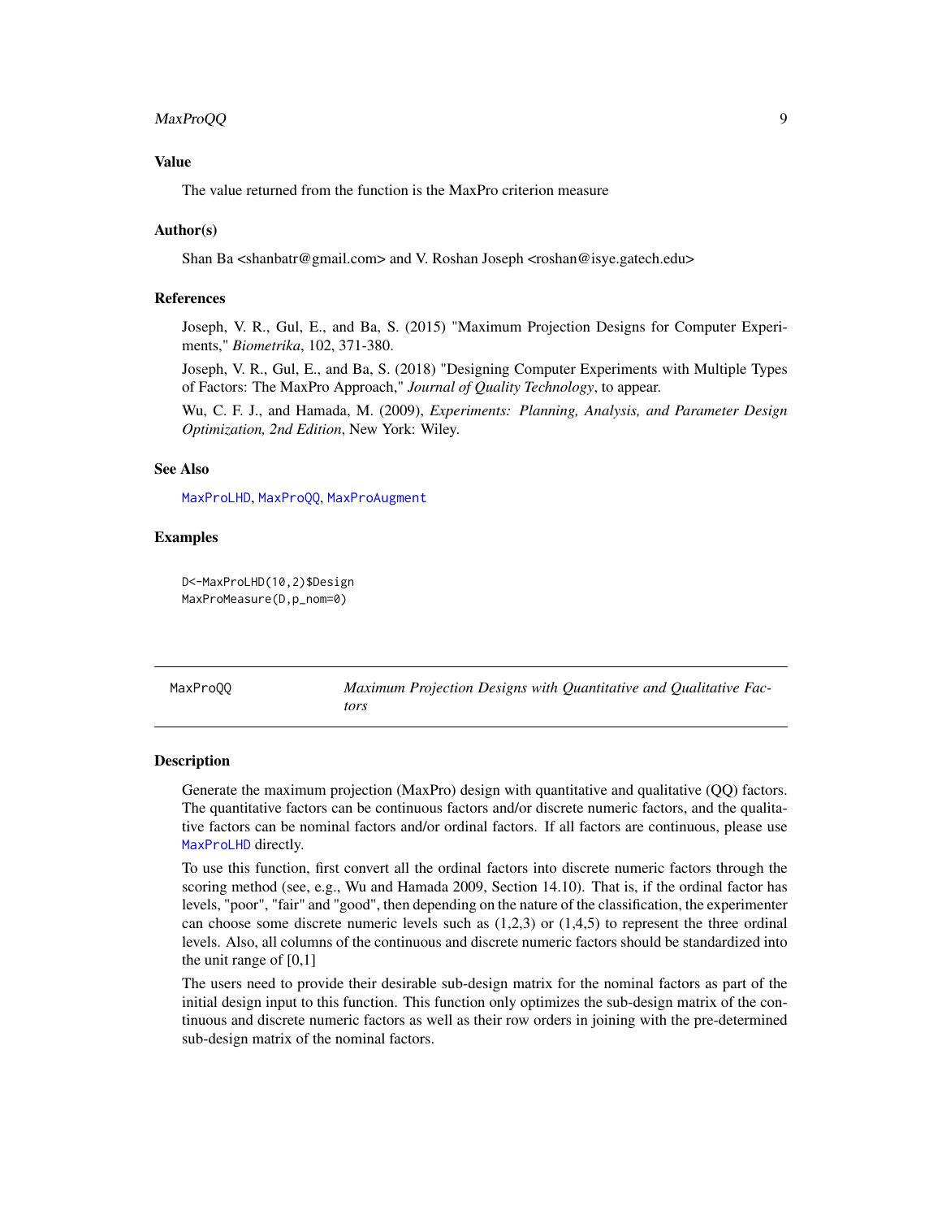### Value

The value returned from the function is the MaxPro criterion measure

### Author(s)

Shan Ba <shanbatr@gmail.com> and V. Roshan Joseph <roshan@isye.gatech.edu>

### References

Joseph, V. R., Gul, E., and Ba, S. (2015) "Maximum Projection Designs for Computer Experiments," *Biometrika*, 102, 371-380.

Joseph, V. R., Gul, E., and Ba, S. (2018) "Designing Computer Experiments with Multiple Types of Factors: The MaxPro Approach," *Journal of Quality Technology*, to appear.

Wu, C. F. J., and Hamada, M. (2009), *Experiments: Planning, Analysis, and Parameter Design Optimization, 2nd Edition*, New York: Wiley.

### See Also

MaxProLHD, MaxProQQ, MaxProAugment

### Examples

```
D<-MaxProLHD(10,2)$Design
MaxProMeasure(D,p_nom=0)
```

---

## MaxProQQ — *Maximum Projection Designs with Quantitative and Qualitative Factors*

### Description

Generate the maximum projection (MaxPro) design with quantitative and qualitative (QQ) factors. The quantitative factors can be continuous factors and/or discrete numeric factors, and the qualitative factors can be nominal factors and/or ordinal factors. If all factors are continuous, please use MaxProLHD directly.

To use this function, first convert all the ordinal factors into discrete numeric factors through the scoring method (see, e.g., Wu and Hamada 2009, Section 14.10). That is, if the ordinal factor has levels, "poor", "fair" and "good", then depending on the nature of the classification, the experimenter can choose some discrete numeric levels such as (1,2,3) or (1,4,5) to represent the three ordinal levels. Also, all columns of the continuous and discrete numeric factors should be standardized into the unit range of [0,1]

The users need to provide their desirable sub-design matrix for the nominal factors as part of the initial design input to this function. This function only optimizes the sub-design matrix of the continuous and discrete numeric factors as well as their row orders in joining with the pre-determined sub-design matrix of the nominal factors.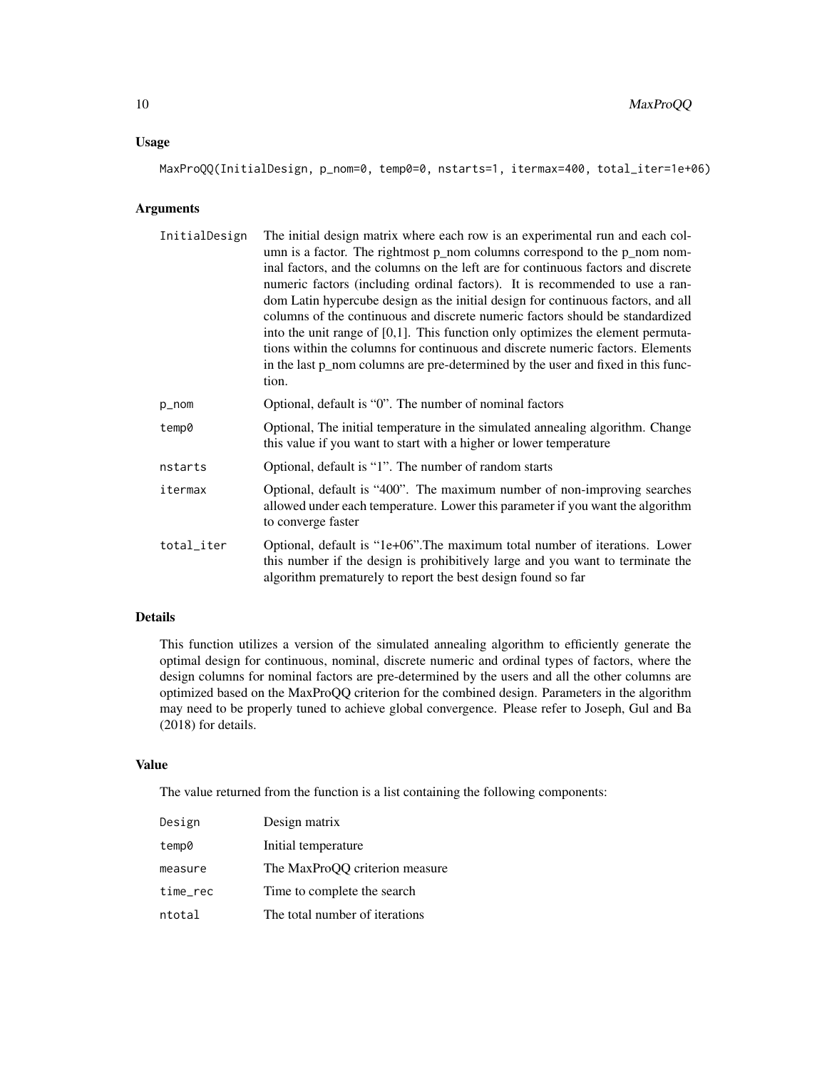### Usage

```
MaxProQQ(InitialDesign, p_nom=0, temp0=0, nstarts=1, itermax=400, total_iter=1e+06)
```

### Arguments

| | |
|---|---|
| InitialDesign | The initial design matrix where each row is an experimental run and each column is a factor. The rightmost p_nom columns correspond to the p_nom nominal factors, and the columns on the left are for continuous factors and discrete numeric factors (including ordinal factors). It is recommended to use a random Latin hypercube design as the initial design for continuous factors, and all columns of the continuous and discrete numeric factors should be standardized into the unit range of [0,1]. This function only optimizes the element permutations within the columns for continuous and discrete numeric factors. Elements in the last p_nom columns are pre-determined by the user and fixed in this function. |
| p_nom | Optional, default is "0". The number of nominal factors |
| temp0 | Optional, The initial temperature in the simulated annealing algorithm. Change this value if you want to start with a higher or lower temperature |
| nstarts | Optional, default is "1". The number of random starts |
| itermax | Optional, default is "400". The maximum number of non-improving searches allowed under each temperature. Lower this parameter if you want the algorithm to converge faster |
| total_iter | Optional, default is "1e+06".The maximum total number of iterations. Lower this number if the design is prohibitively large and you want to terminate the algorithm prematurely to report the best design found so far |

### Details

This function utilizes a version of the simulated annealing algorithm to efficiently generate the optimal design for continuous, nominal, discrete numeric and ordinal types of factors, where the design columns for nominal factors are pre-determined by the users and all the other columns are optimized based on the MaxProQQ criterion for the combined design. Parameters in the algorithm may need to be properly tuned to achieve global convergence. Please refer to Joseph, Gul and Ba (2018) for details.

### Value

The value returned from the function is a list containing the following components:

| | |
|---|---|
| Design | Design matrix |
| temp0 | Initial temperature |
| measure | The MaxProQQ criterion measure |
| time_rec | Time to complete the search |
| ntotal | The total number of iterations |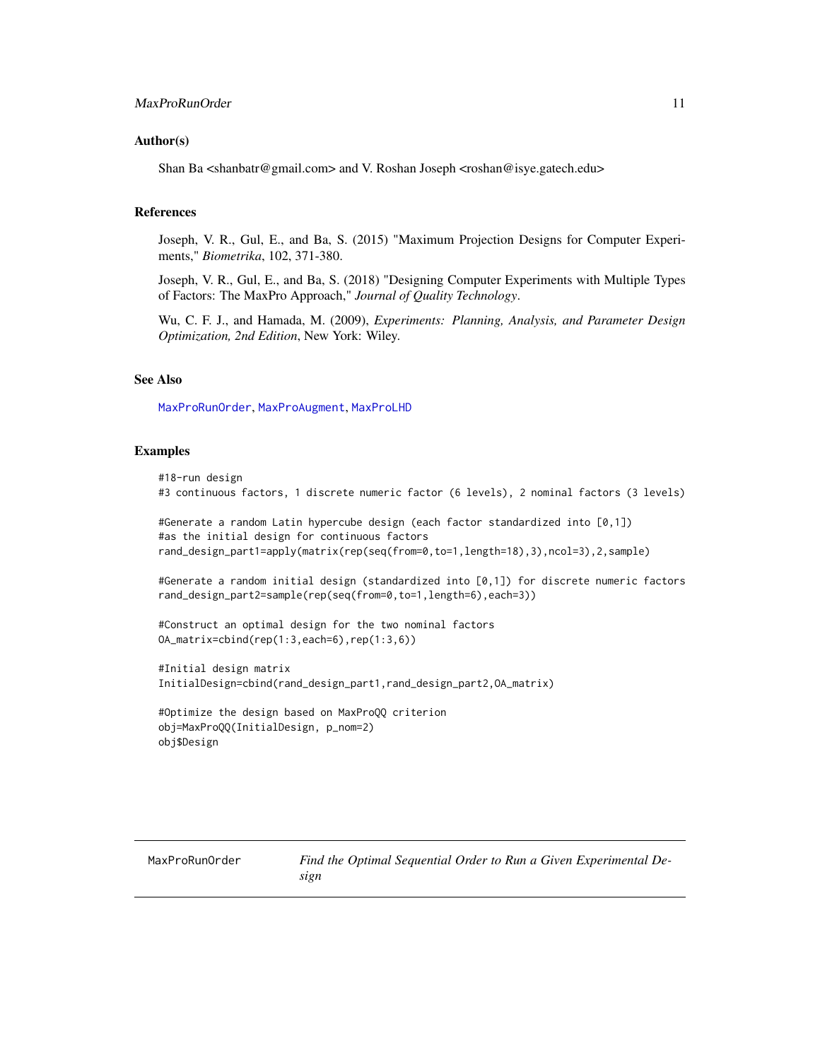### Author(s)

Shan Ba <shanbatr@gmail.com> and V. Roshan Joseph <roshan@isye.gatech.edu>

### References

Joseph, V. R., Gul, E., and Ba, S. (2015) "Maximum Projection Designs for Computer Experiments," *Biometrika*, 102, 371-380.

Joseph, V. R., Gul, E., and Ba, S. (2018) "Designing Computer Experiments with Multiple Types of Factors: The MaxPro Approach," *Journal of Quality Technology*.

Wu, C. F. J., and Hamada, M. (2009), *Experiments: Planning, Analysis, and Parameter Design Optimization, 2nd Edition*, New York: Wiley.

### See Also

MaxProRunOrder, MaxProAugment, MaxProLHD

### Examples

```
#18-run design
#3 continuous factors, 1 discrete numeric factor (6 levels), 2 nominal factors (3 levels)

#Generate a random Latin hypercube design (each factor standardized into [0,1])
#as the initial design for continuous factors
rand_design_part1=apply(matrix(rep(seq(from=0,to=1,length=18),3),ncol=3),2,sample)

#Generate a random initial design (standardized into [0,1]) for discrete numeric factors
rand_design_part2=sample(rep(seq(from=0,to=1,length=6),each=3))

#Construct an optimal design for the two nominal factors
OA_matrix=cbind(rep(1:3,each=6),rep(1:3,6))

#Initial design matrix
InitialDesign=cbind(rand_design_part1,rand_design_part2,OA_matrix)

#Optimize the design based on MaxProQQ criterion
obj=MaxProQQ(InitialDesign, p_nom=2)
obj$Design
```

---

## MaxProRunOrder — *Find the Optimal Sequential Order to Run a Given Experimental Design*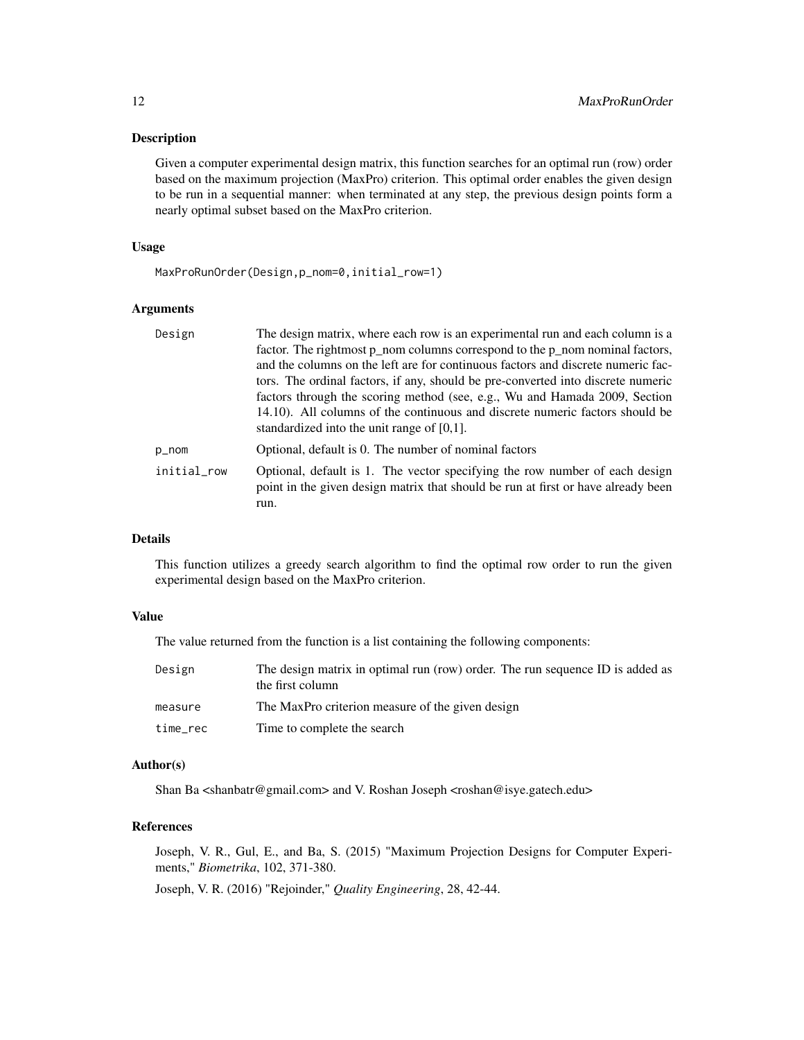## Description

Given a computer experimental design matrix, this function searches for an optimal run (row) order based on the maximum projection (MaxPro) criterion. This optimal order enables the given design to be run in a sequential manner: when terminated at any step, the previous design points form a nearly optimal subset based on the MaxPro criterion.

## Usage

```
MaxProRunOrder(Design,p_nom=0,initial_row=1)
```

## Arguments

| | |
|---|---|
| `Design` | The design matrix, where each row is an experimental run and each column is a factor. The rightmost p_nom columns correspond to the p_nom nominal factors, and the columns on the left are for continuous factors and discrete numeric factors. The ordinal factors, if any, should be pre-converted into discrete numeric factors through the scoring method (see, e.g., Wu and Hamada 2009, Section 14.10). All columns of the continuous and discrete numeric factors should be standardized into the unit range of [0,1]. |
| `p_nom` | Optional, default is 0. The number of nominal factors |
| `initial_row` | Optional, default is 1. The vector specifying the row number of each design point in the given design matrix that should be run at first or have already been run. |

## Details

This function utilizes a greedy search algorithm to find the optimal row order to run the given experimental design based on the MaxPro criterion.

## Value

The value returned from the function is a list containing the following components:

| | |
|---|---|
| `Design` | The design matrix in optimal run (row) order. The run sequence ID is added as the first column |
| `measure` | The MaxPro criterion measure of the given design |
| `time_rec` | Time to complete the search |

## Author(s)

Shan Ba <shanbatr@gmail.com> and V. Roshan Joseph <roshan@isye.gatech.edu>

## References

Joseph, V. R., Gul, E., and Ba, S. (2015) "Maximum Projection Designs for Computer Experiments," *Biometrika*, 102, 371-380.

Joseph, V. R. (2016) "Rejoinder," *Quality Engineering*, 28, 42-44.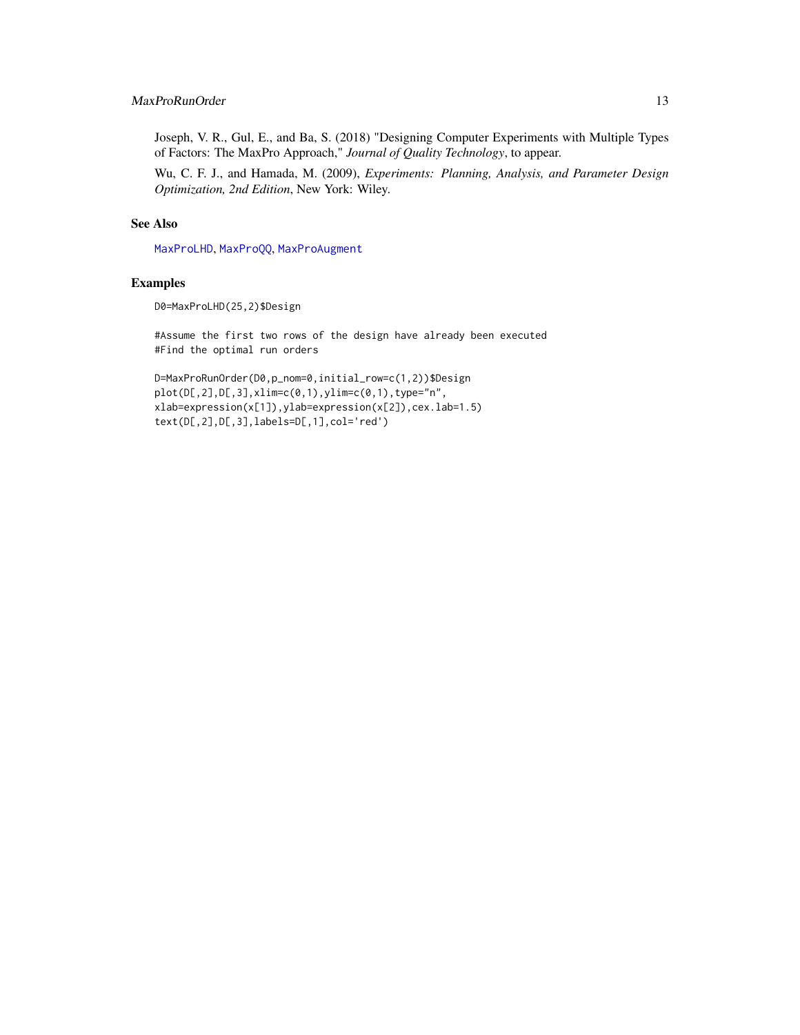Joseph, V. R., Gul, E., and Ba, S. (2018) "Designing Computer Experiments with Multiple Types of Factors: The MaxPro Approach," *Journal of Quality Technology*, to appear.

Wu, C. F. J., and Hamada, M. (2009), *Experiments: Planning, Analysis, and Parameter Design Optimization, 2nd Edition*, New York: Wiley.

## See Also

MaxProLHD, MaxProQQ, MaxProAugment

## Examples

```
D0=MaxProLHD(25,2)$Design

#Assume the first two rows of the design have already been executed
#Find the optimal run orders

D=MaxProRunOrder(D0,p_nom=0,initial_row=c(1,2))$Design
plot(D[,2],D[,3],xlim=c(0,1),ylim=c(0,1),type="n",
xlab=expression(x[1]),ylab=expression(x[2]),cex.lab=1.5)
text(D[,2],D[,3],labels=D[,1],col='red')
```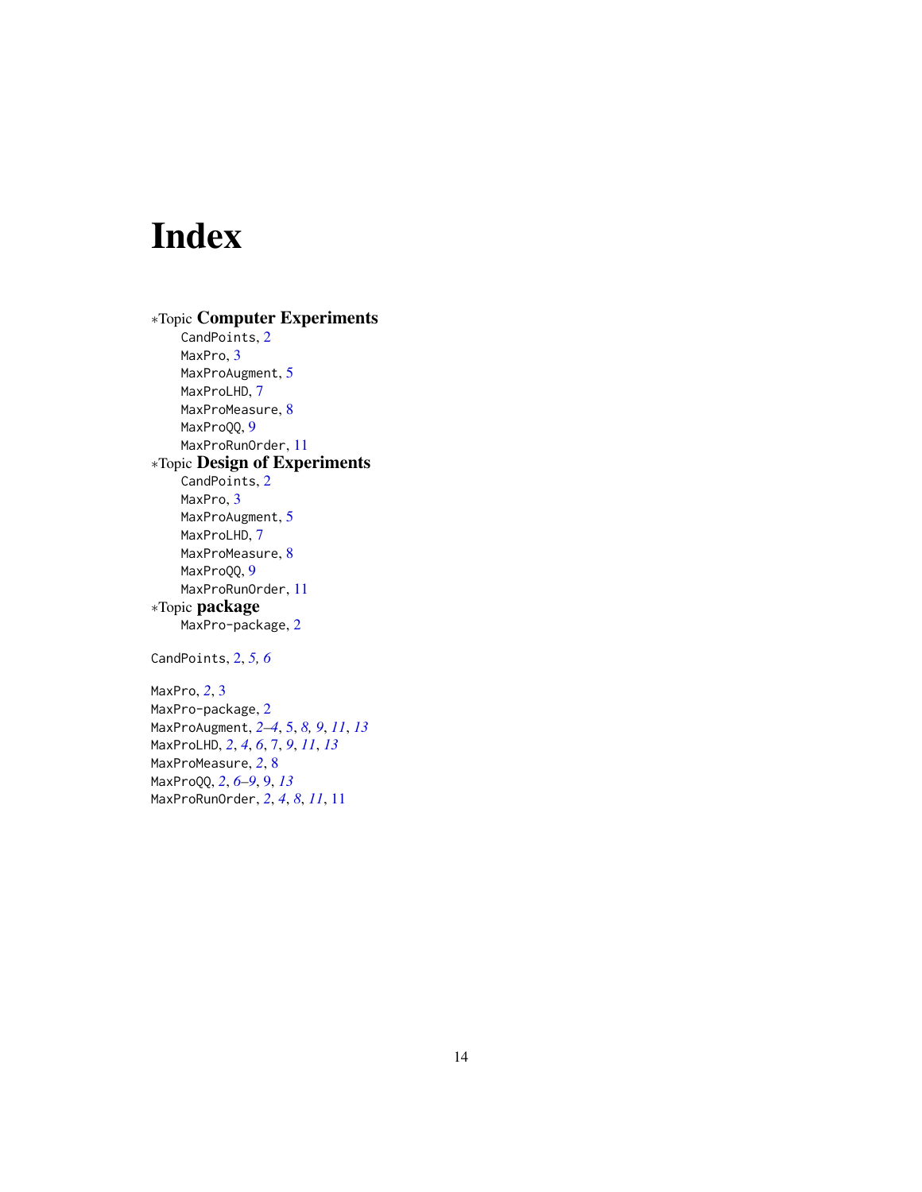# Index

∗Topic **Computer Experiments**

- CandPoints, 2
- MaxPro, 3
- MaxProAugment, 5
- MaxProLHD, 7
- MaxProMeasure, 8
- MaxProQQ, 9
- MaxProRunOrder, 11

∗Topic **Design of Experiments**

- CandPoints, 2
- MaxPro, 3
- MaxProAugment, 5
- MaxProLHD, 7
- MaxProMeasure, 8
- MaxProQQ, 9
- MaxProRunOrder, 11

∗Topic **package**

- MaxPro-package, 2

CandPoints, 2, *5, 6*

MaxPro, *2*, 3
MaxPro-package, 2
MaxProAugment, *2–4*, 5, *8, 9*, *11*, *13*
MaxProLHD, *2*, *4*, *6*, 7, *9*, *11*, *13*
MaxProMeasure, *2*, 8
MaxProQQ, *2*, *6–9*, 9, *13*
MaxProRunOrder, *2*, *4*, *8*, *11*, 11